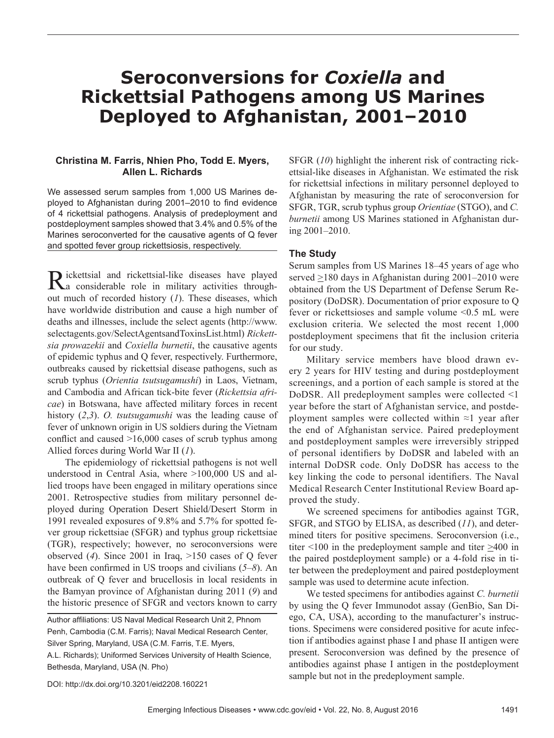# Seroconversions for *Coxiella* and Rickettsial Pathogens among US Marines Deployed to Afghanistan, 2001–2010

**Christina M. Farris, Nhien Pho, Todd E. Myers, Allen L. Richards**

We assessed serum samples from 1,000 US Marines deployed to Afghanistan during 2001–2010 to find evidence of 4 rickettsial pathogens. Analysis of predeployment and postdeployment samples showed that 3.4% and 0.5% of the Marines seroconverted for the causative agents of Q fever and spotted fever group rickettsiosis, respectively.

Rickettsial and rickettsial-like diseases have played a considerable role in military activities throughout much of recorded history (*1*). These diseases, which have worldwide distribution and cause a high number of deaths and illnesses, include the select agents (http://www.selectagents.gov/SelectAgentsandToxinsList.html) *Rickettsia prowazekii* and *Coxiella burnetii*, the causative agents of epidemic typhus and Q fever, respectively. Furthermore, outbreaks caused by rickettsial disease pathogens, such as scrub typhus (*Orientia tsutsugamushi*) in Laos, Vietnam, and Cambodia and African tick-bite fever (*Rickettsia africae*) in Botswana, have affected military forces in recent history (*2*,*3*). *O. tsutsugamushi* was the leading cause of fever of unknown origin in US soldiers during the Vietnam conflict and caused >16,000 cases of scrub typhus among Allied forces during World War II (*1*).

The epidemiology of rickettsial pathogens is not well understood in Central Asia, where >100,000 US and allied troops have been engaged in military operations since 2001. Retrospective studies from military personnel deployed during Operation Desert Shield/Desert Storm in 1991 revealed exposures of 9.8% and 5.7% for spotted fever group rickettsiae (SFGR) and typhus group rickettsiae (TGR), respectively; however, no seroconversions were observed (*4*). Since 2001 in Iraq, >150 cases of Q fever have been confirmed in US troops and civilians (*5*–*8*). An outbreak of Q fever and brucellosis in local residents in the Bamyan province of Afghanistan during 2011 (*9*) and the historic presence of SFGR and vectors known to carry SFGR (*10*) highlight the inherent risk of contracting rickettsial-like diseases in Afghanistan. We estimated the risk for rickettsial infections in military personnel deployed to Afghanistan by measuring the rate of seroconversion for SFGR, TGR, scrub typhus group *Orientiae* (STGO), and *C. burnetii* among US Marines stationed in Afghanistan during 2001–2010.

Author affiliations: US Naval Medical Research Unit 2, Phnom Penh, Cambodia (C.M. Farris); Naval Medical Research Center, Silver Spring, Maryland, USA (C.M. Farris, T.E. Myers, A.L. Richards); Uniformed Services University of Health Science, Bethesda, Maryland, USA (N. Pho)

DOI: http://dx.doi.org/10.3201/eid2208.160221

## The Study

Serum samples from US Marines 18–45 years of age who served ≥180 days in Afghanistan during 2001–2010 were obtained from the US Department of Defense Serum Repository (DoDSR). Documentation of prior exposure to Q fever or rickettsioses and sample volume <0.5 mL were exclusion criteria. We selected the most recent 1,000 postdeployment specimens that fit the inclusion criteria for our study.

Military service members have blood drawn every 2 years for HIV testing and during postdeployment screenings, and a portion of each sample is stored at the DoDSR. All predeployment samples were collected <1 year before the start of Afghanistan service, and postdeployment samples were collected within ≈1 year after the end of Afghanistan service. Paired predeployment and postdeployment samples were irreversibly stripped of personal identifiers by DoDSR and labeled with an internal DoDSR code. Only DoDSR has access to the key linking the code to personal identifiers. The Naval Medical Research Center Institutional Review Board approved the study.

We screened specimens for antibodies against TGR, SFGR, and STGO by ELISA, as described (*11*), and determined titers for positive specimens. Seroconversion (i.e., titer <100 in the predeployment sample and titer ≥400 in the paired postdeployment sample) or a 4-fold rise in titer between the predeployment and paired postdeployment sample was used to determine acute infection.

We tested specimens for antibodies against *C. burnetii* by using the Q fever Immunodot assay (GenBio, San Diego, CA, USA), according to the manufacturer's instructions. Specimens were considered positive for acute infection if antibodies against phase I and phase II antigen were present. Seroconversion was defined by the presence of antibodies against phase I antigen in the postdeployment sample but not in the predeployment sample.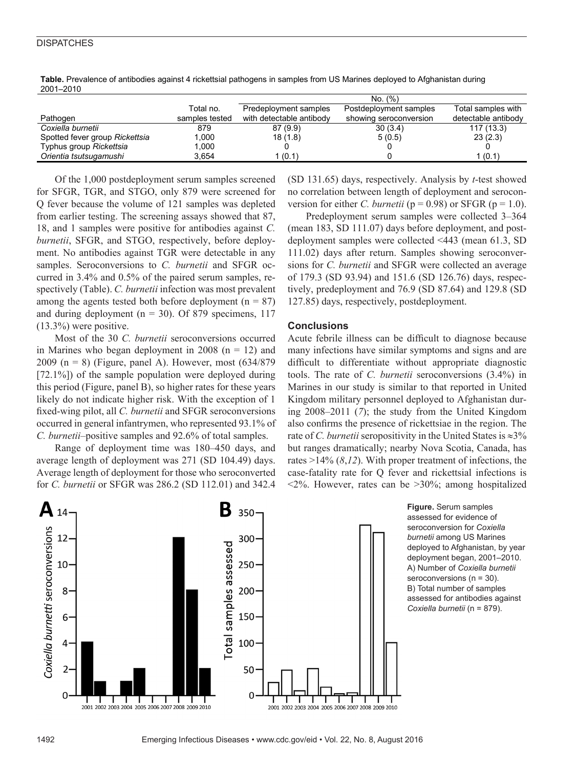**Table.** Prevalence of antibodies against 4 rickettsial pathogens in samples from US Marines deployed to Afghanistan during 2001–2010

| Pathogen | Total no. samples tested | No. (%) Predeployment samples with detectable antibody | Postdeployment samples showing seroconversion | Total samples with detectable antibody |
|---|---|---|---|---|
| *Coxiella burnetii* | 879 | 87 (9.9) | 30 (3.4) | 117 (13.3) |
| Spotted fever group *Rickettsia* | 1,000 | 18 (1.8) | 5 (0.5) | 23 (2.3) |
| Typhus group *Rickettsia* | 1,000 | 0 | 0 | 0 |
| *Orientia tsutsugamushi* | 3,654 | 1 (0.1) | 0 | 1 (0.1) |

Of the 1,000 postdeployment serum samples screened for SFGR, TGR, and STGO, only 879 were screened for Q fever because the volume of 121 samples was depleted from earlier testing. The screening assays showed that 87, 18, and 1 samples were positive for antibodies against *C. burnetii*, SFGR, and STGO, respectively, before deployment. No antibodies against TGR were detectable in any samples. Seroconversions to *C. burnetii* and SFGR occurred in 3.4% and 0.5% of the paired serum samples, respectively (Table). *C. burnetii* infection was most prevalent among the agents tested both before deployment (n = 87) and during deployment (n = 30). Of 879 specimens, 117 (13.3%) were positive.

Most of the 30 *C. burnetii* seroconversions occurred in Marines who began deployment in 2008 (n = 12) and 2009 (n = 8) (Figure, panel A). However, most (634/879 [72.1%]) of the sample population were deployed during this period (Figure, panel B), so higher rates for these years likely do not indicate higher risk. With the exception of 1 fixed-wing pilot, all *C. burnetii* and SFGR seroconversions occurred in general infantrymen, who represented 93.1% of *C. burnetii*–positive samples and 92.6% of total samples.

Range of deployment time was 180–450 days, and average length of deployment was 271 (SD 104.49) days. Average length of deployment for those who seroconverted for *C. burnetii* or SFGR was 286.2 (SD 112.01) and 342.4 (SD 131.65) days, respectively. Analysis by *t*-test showed no correlation between length of deployment and seroconversion for either *C. burnetii* (p = 0.98) or SFGR (p = 1.0).

Predeployment serum samples were collected 3–364 (mean 183, SD 111.07) days before deployment, and postdeployment samples were collected <443 (mean 61.3, SD 111.02) days after return. Samples showing seroconversions for *C. burnetii* and SFGR were collected an average of 179.3 (SD 93.94) and 151.6 (SD 126.76) days, respectively, predeployment and 76.9 (SD 87.64) and 129.8 (SD 127.85) days, respectively, postdeployment.

## Conclusions

Acute febrile illness can be difficult to diagnose because many infections have similar symptoms and signs and are difficult to differentiate without appropriate diagnostic tools. The rate of *C. burnetii* seroconversions (3.4%) in Marines in our study is similar to that reported in United Kingdom military personnel deployed to Afghanistan during 2008–2011 (*7*); the study from the United Kingdom also confirms the presence of rickettsiae in the region. The rate of *C. burnetii* seropositivity in the United States is ≈3% but ranges dramatically; nearby Nova Scotia, Canada, has rates >14% (*8*,*12*). With proper treatment of infections, the case-fatality rate for Q fever and rickettsial infections is <2%. However, rates can be >30%; among hospitalized

**Figure.** Serum samples assessed for evidence of seroconversion for *Coxiella burnetii* among US Marines deployed to Afghanistan, by year deployment began, 2001–2010. A) Number of *Coxiella burnetii* seroconversions (n = 30). B) Total number of samples assessed for antibodies against *Coxiella burnetii* (n = 879).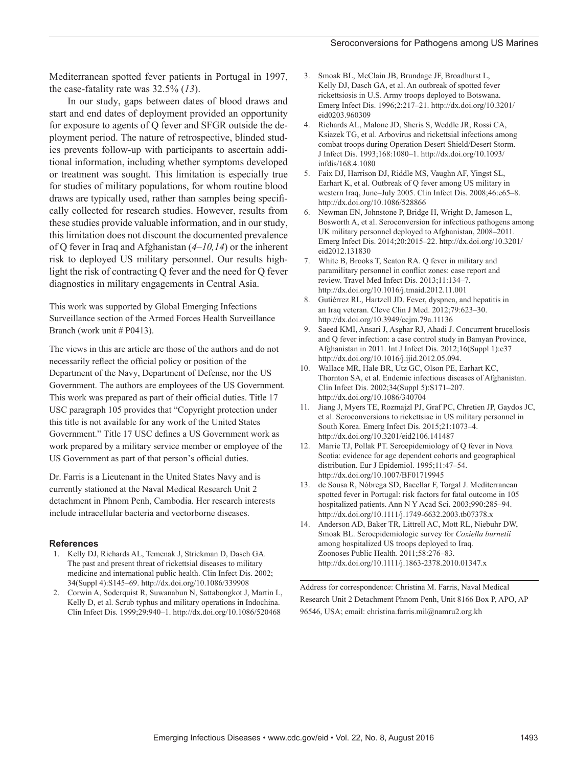Mediterranean spotted fever patients in Portugal in 1997, the case-fatality rate was 32.5% (*13*).

In our study, gaps between dates of blood draws and start and end dates of deployment provided an opportunity for exposure to agents of Q fever and SFGR outside the deployment period. The nature of retrospective, blinded studies prevents follow-up with participants to ascertain additional information, including whether symptoms developed or treatment was sought. This limitation is especially true for studies of military populations, for whom routine blood draws are typically used, rather than samples being specifically collected for research studies. However, results from these studies provide valuable information, and in our study, this limitation does not discount the documented prevalence of Q fever in Iraq and Afghanistan (*4–10,14*) or the inherent risk to deployed US military personnel. Our results highlight the risk of contracting Q fever and the need for Q fever diagnostics in military engagements in Central Asia.

This work was supported by Global Emerging Infections Surveillance section of the Armed Forces Health Surveillance Branch (work unit # P0413).

The views in this are article are those of the authors and do not necessarily reflect the official policy or position of the Department of the Navy, Department of Defense, nor the US Government. The authors are employees of the US Government. This work was prepared as part of their official duties. Title 17 USC paragraph 105 provides that "Copyright protection under this title is not available for any work of the United States Government." Title 17 USC defines a US Government work as work prepared by a military service member or employee of the US Government as part of that person's official duties.

Dr. Farris is a Lieutenant in the United States Navy and is currently stationed at the Naval Medical Research Unit 2 detachment in Phnom Penh, Cambodia. Her research interests include intracellular bacteria and vectorborne diseases.

## References

1. Kelly DJ, Richards AL, Temenak J, Strickman D, Dasch GA. The past and present threat of rickettsial diseases to military medicine and international public health. Clin Infect Dis. 2002; 34(Suppl 4):S145–69. http://dx.doi.org/10.1086/339908
2. Corwin A, Soderquist R, Suwanabun N, Sattabongkot J, Martin L, Kelly D, et al. Scrub typhus and military operations in Indochina. Clin Infect Dis. 1999;29:940–1. http://dx.doi.org/10.1086/520468
3. Smoak BL, McClain JB, Brundage JF, Broadhurst L, Kelly DJ, Dasch GA, et al. An outbreak of spotted fever rickettsiosis in U.S. Army troops deployed to Botswana. Emerg Infect Dis. 1996;2:217–21. http://dx.doi.org/10.3201/eid0203.960309
4. Richards AL, Malone JD, Sheris S, Weddle JR, Rossi CA, Ksiazek TG, et al. Arbovirus and rickettsial infections among combat troops during Operation Desert Shield/Desert Storm. J Infect Dis. 1993;168:1080–1. http://dx.doi.org/10.1093/infdis/168.4.1080
5. Faix DJ, Harrison DJ, Riddle MS, Vaughn AF, Yingst SL, Earhart K, et al. Outbreak of Q fever among US military in western Iraq, June–July 2005. Clin Infect Dis. 2008;46:e65–8. http://dx.doi.org/10.1086/528866
6. Newman EN, Johnstone P, Bridge H, Wright D, Jameson L, Bosworth A, et al. Seroconversion for infectious pathogens among UK military personnel deployed to Afghanistan, 2008–2011. Emerg Infect Dis. 2014;20:2015–22. http://dx.doi.org/10.3201/eid2012.131830
7. White B, Brooks T, Seaton RA. Q fever in military and paramilitary personnel in conflict zones: case report and review. Travel Med Infect Dis. 2013;11:134–7. http://dx.doi.org/10.1016/j.tmaid.2012.11.001
8. Gutiérrez RL, Hartzell JD. Fever, dyspnea, and hepatitis in an Iraq veteran. Cleve Clin J Med. 2012;79:623–30. http://dx.doi.org/10.3949/ccjm.79a.11136
9. Saeed KMI, Ansari J, Asghar RJ, Ahadi J. Concurrent brucellosis and Q fever infection: a case control study in Bamyan Province, Afghanistan in 2011. Int J Infect Dis. 2012;16(Suppl 1):e37 http://dx.doi.org/10.1016/j.ijid.2012.05.094.
10. Wallace MR, Hale BR, Utz GC, Olson PE, Earhart KC, Thornton SA, et al. Endemic infectious diseases of Afghanistan. Clin Infect Dis. 2002;34(Suppl 5):S171–207. http://dx.doi.org/10.1086/340704
11. Jiang J, Myers TE, Rozmajzl PJ, Graf PC, Chretien JP, Gaydos JC, et al. Seroconversions to rickettsiae in US military personnel in South Korea. Emerg Infect Dis. 2015;21:1073–4. http://dx.doi.org/10.3201/eid2106.141487
12. Marrie TJ, Pollak PT. Seroepidemiology of Q fever in Nova Scotia: evidence for age dependent cohorts and geographical distribution. Eur J Epidemiol. 1995;11:47–54. http://dx.doi.org/10.1007/BF01719945
13. de Sousa R, Nóbrega SD, Bacellar F, Torgal J. Mediterranean spotted fever in Portugal: risk factors for fatal outcome in 105 hospitalized patients. Ann N Y Acad Sci. 2003;990:285–94. http://dx.doi.org/10.1111/j.1749-6632.2003.tb07378.x
14. Anderson AD, Baker TR, Littrell AC, Mott RL, Niebuhr DW, Smoak BL. Seroepidemiologic survey for *Coxiella burnetii* among hospitalized US troops deployed to Iraq. Zoonoses Public Health. 2011;58:276–83. http://dx.doi.org/10.1111/j.1863-2378.2010.01347.x

Address for correspondence: Christina M. Farris, Naval Medical Research Unit 2 Detachment Phnom Penh, Unit 8166 Box P, APO, AP 96546, USA; email: christina.farris.mil@namru2.org.kh